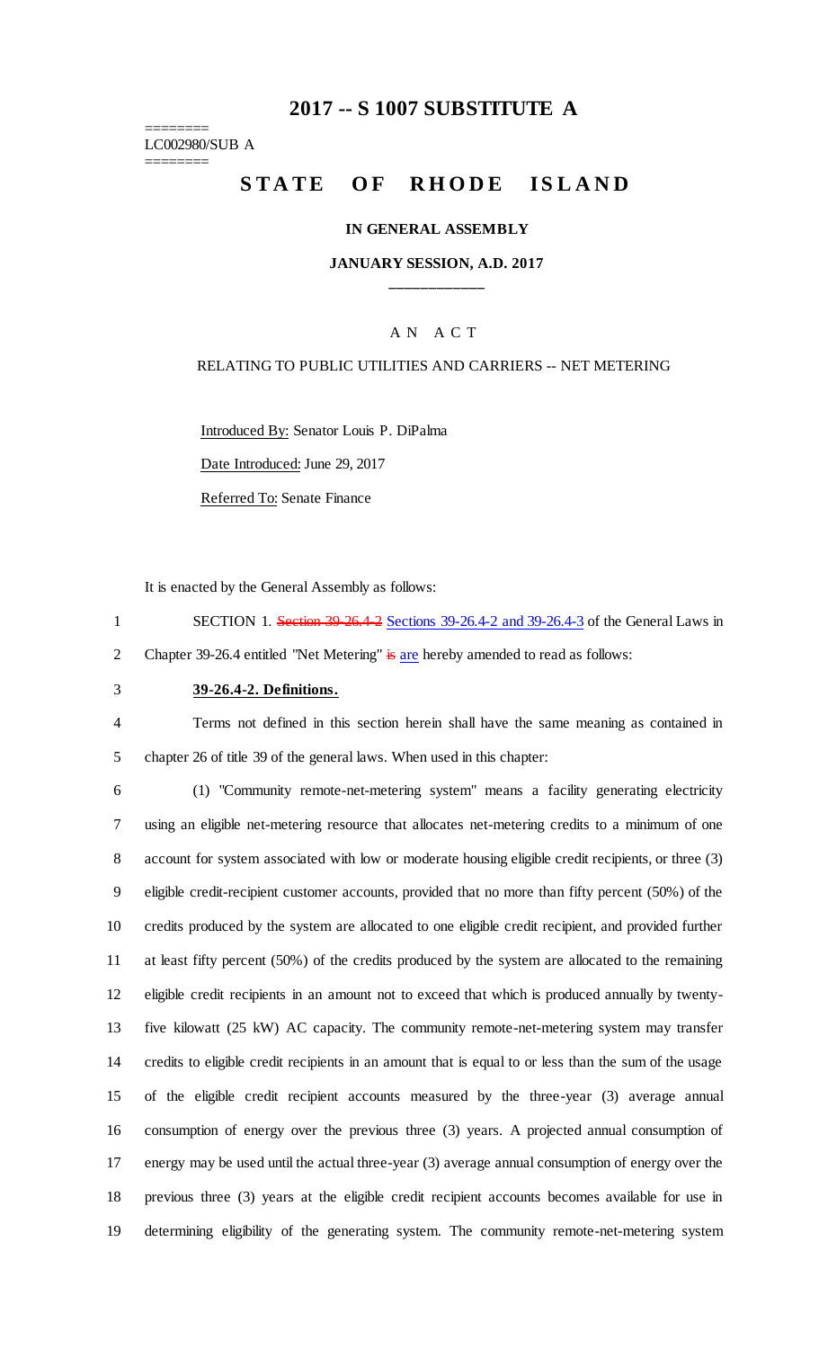# 2017 -- S 1007 SUBSTITUTE A

========
LC002980/SUB A
========

## STATE OF RHODE ISLAND

### IN GENERAL ASSEMBLY

### JANUARY SESSION, A.D. 2017

____________

A N A C T

RELATING TO PUBLIC UTILITIES AND CARRIERS -- NET METERING

Introduced By: Senator Louis P. DiPalma

Date Introduced: June 29, 2017

Referred To: Senate Finance

It is enacted by the General Assembly as follows:

1 SECTION 1. ~~Section 39-26.4-2~~ Sections 39-26.4-2 and 39-26.4-3 of the General Laws in
2 Chapter 39-26.4 entitled "Net Metering" ~~is~~ are hereby amended to read as follows:

3 **39-26.4-2. Definitions.**

4 Terms not defined in this section herein shall have the same meaning as contained in
5 chapter 26 of title 39 of the general laws. When used in this chapter:

6 (1) "Community remote-net-metering system" means a facility generating electricity
7 using an eligible net-metering resource that allocates net-metering credits to a minimum of one
8 account for system associated with low or moderate housing eligible credit recipients, or three (3)
9 eligible credit-recipient customer accounts, provided that no more than fifty percent (50%) of the
10 credits produced by the system are allocated to one eligible credit recipient, and provided further
11 at least fifty percent (50%) of the credits produced by the system are allocated to the remaining
12 eligible credit recipients in an amount not to exceed that which is produced annually by twenty-
13 five kilowatt (25 kW) AC capacity. The community remote-net-metering system may transfer
14 credits to eligible credit recipients in an amount that is equal to or less than the sum of the usage
15 of the eligible credit recipient accounts measured by the three-year (3) average annual
16 consumption of energy over the previous three (3) years. A projected annual consumption of
17 energy may be used until the actual three-year (3) average annual consumption of energy over the
18 previous three (3) years at the eligible credit recipient accounts becomes available for use in
19 determining eligibility of the generating system. The community remote-net-metering system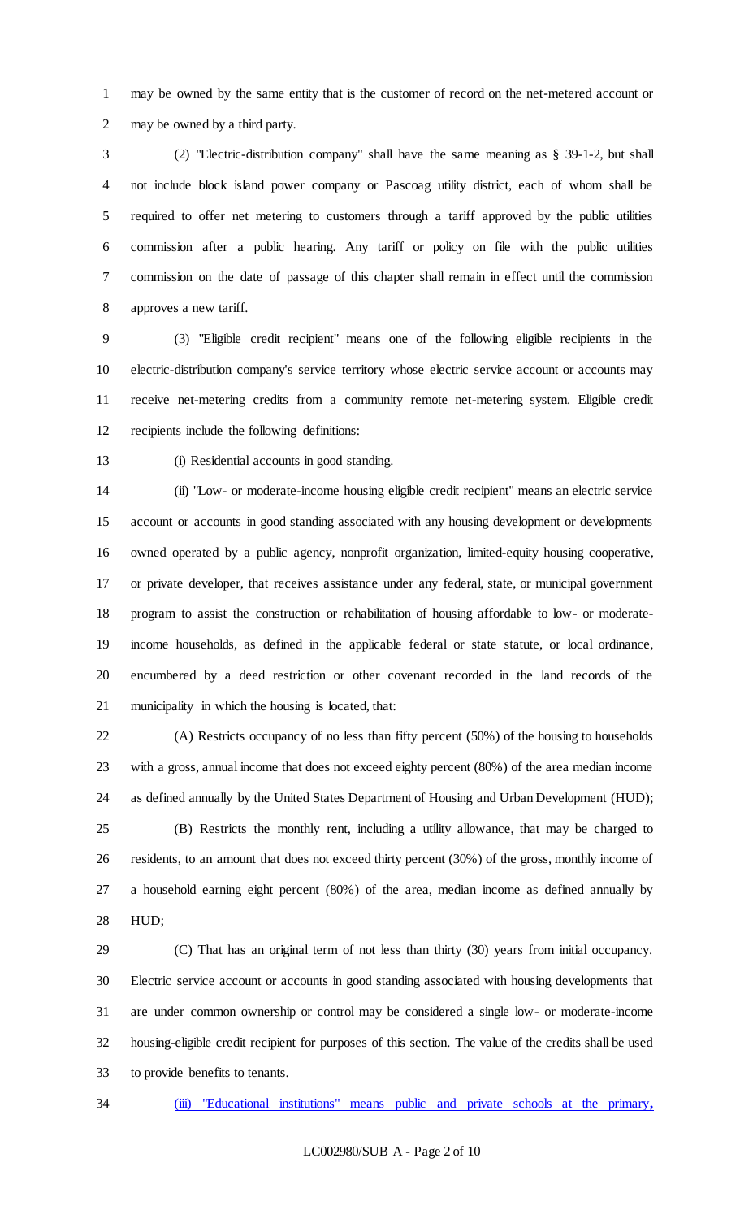may be owned by the same entity that is the customer of record on the net-metered account or may be owned by a third party.

(2) "Electric-distribution company" shall have the same meaning as § 39-1-2, but shall not include block island power company or Pascoag utility district, each of whom shall be required to offer net metering to customers through a tariff approved by the public utilities commission after a public hearing. Any tariff or policy on file with the public utilities commission on the date of passage of this chapter shall remain in effect until the commission approves a new tariff.

(3) "Eligible credit recipient" means one of the following eligible recipients in the electric-distribution company's service territory whose electric service account or accounts may receive net-metering credits from a community remote net-metering system. Eligible credit recipients include the following definitions:

(i) Residential accounts in good standing.

(ii) "Low- or moderate-income housing eligible credit recipient" means an electric service account or accounts in good standing associated with any housing development or developments owned operated by a public agency, nonprofit organization, limited-equity housing cooperative, or private developer, that receives assistance under any federal, state, or municipal government program to assist the construction or rehabilitation of housing affordable to low- or moderate-income households, as defined in the applicable federal or state statute, or local ordinance, encumbered by a deed restriction or other covenant recorded in the land records of the municipality in which the housing is located, that:

(A) Restricts occupancy of no less than fifty percent (50%) of the housing to households with a gross, annual income that does not exceed eighty percent (80%) of the area median income as defined annually by the United States Department of Housing and Urban Development (HUD);

(B) Restricts the monthly rent, including a utility allowance, that may be charged to residents, to an amount that does not exceed thirty percent (30%) of the gross, monthly income of a household earning eight percent (80%) of the area, median income as defined annually by HUD;

(C) That has an original term of not less than thirty (30) years from initial occupancy. Electric service account or accounts in good standing associated with housing developments that are under common ownership or control may be considered a single low- or moderate-income housing-eligible credit recipient for purposes of this section. The value of the credits shall be used to provide benefits to tenants.

<u>(iii) "Educational institutions" means public and private schools at the primary,</u>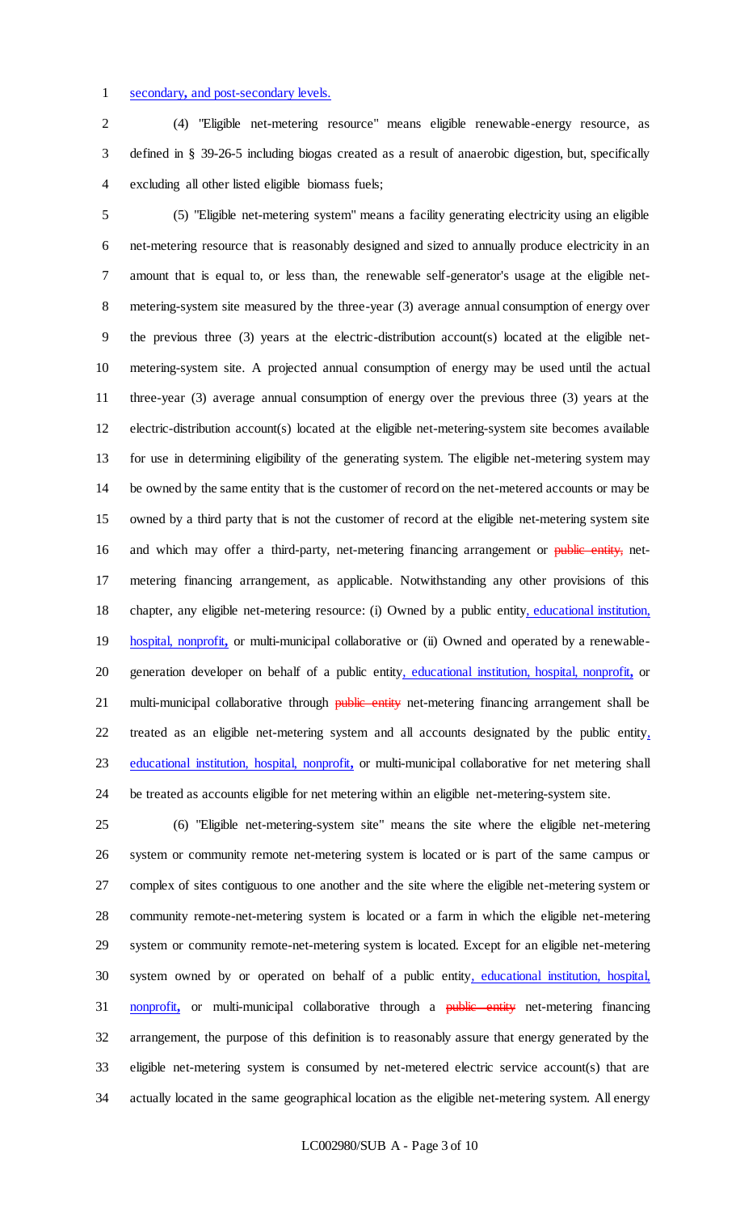secondary, and post-secondary levels.

(4) "Eligible net-metering resource" means eligible renewable-energy resource, as defined in § 39-26-5 including biogas created as a result of anaerobic digestion, but, specifically excluding all other listed eligible biomass fuels;

(5) "Eligible net-metering system" means a facility generating electricity using an eligible net-metering resource that is reasonably designed and sized to annually produce electricity in an amount that is equal to, or less than, the renewable self-generator's usage at the eligible net-metering-system site measured by the three-year (3) average annual consumption of energy over the previous three (3) years at the electric-distribution account(s) located at the eligible net-metering-system site. A projected annual consumption of energy may be used until the actual three-year (3) average annual consumption of energy over the previous three (3) years at the electric-distribution account(s) located at the eligible net-metering-system site becomes available for use in determining eligibility of the generating system. The eligible net-metering system may be owned by the same entity that is the customer of record on the net-metered accounts or may be owned by a third party that is not the customer of record at the eligible net-metering system site and which may offer a third-party, net-metering financing arrangement or ~~public entity,~~ net-metering financing arrangement, as applicable. Notwithstanding any other provisions of this chapter, any eligible net-metering resource: (i) Owned by a public entity, educational institution, hospital, nonprofit, or multi-municipal collaborative or (ii) Owned and operated by a renewable-generation developer on behalf of a public entity, educational institution, hospital, nonprofit, or multi-municipal collaborative through ~~public entity~~ net-metering financing arrangement shall be treated as an eligible net-metering system and all accounts designated by the public entity, educational institution, hospital, nonprofit, or multi-municipal collaborative for net metering shall be treated as accounts eligible for net metering within an eligible net-metering-system site.

(6) "Eligible net-metering-system site" means the site where the eligible net-metering system or community remote net-metering system is located or is part of the same campus or complex of sites contiguous to one another and the site where the eligible net-metering system or community remote-net-metering system is located or a farm in which the eligible net-metering system or community remote-net-metering system is located. Except for an eligible net-metering system owned by or operated on behalf of a public entity, educational institution, hospital, nonprofit, or multi-municipal collaborative through a ~~public entity~~ net-metering financing arrangement, the purpose of this definition is to reasonably assure that energy generated by the eligible net-metering system is consumed by net-metered electric service account(s) that are actually located in the same geographical location as the eligible net-metering system. All energy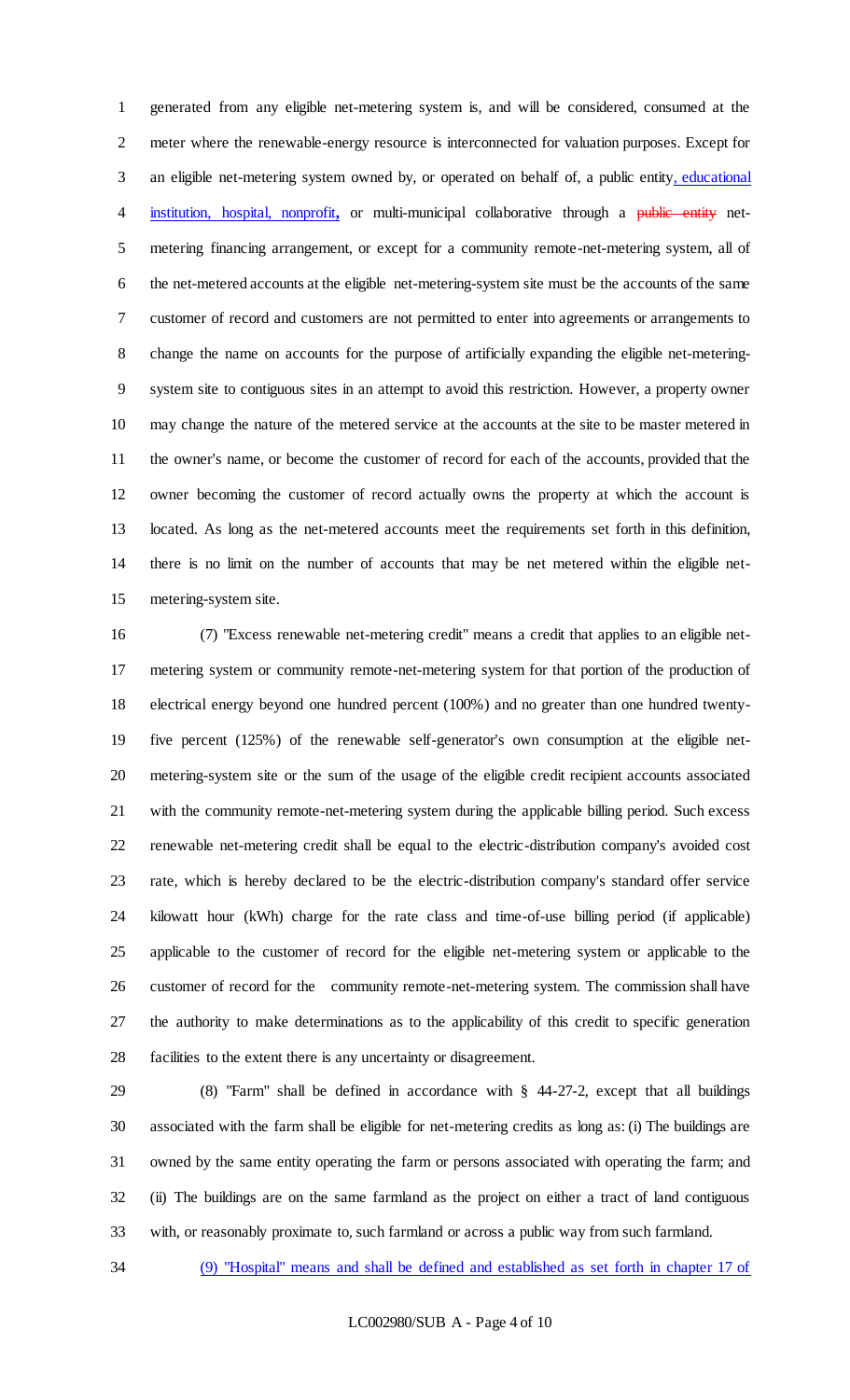generated from any eligible net-metering system is, and will be considered, consumed at the meter where the renewable-energy resource is interconnected for valuation purposes. Except for an eligible net-metering system owned by, or operated on behalf of, a public entity, educational institution, hospital, nonprofit, or multi-municipal collaborative through a ~~public entity~~ net-metering financing arrangement, or except for a community remote-net-metering system, all of the net-metered accounts at the eligible net-metering-system site must be the accounts of the same customer of record and customers are not permitted to enter into agreements or arrangements to change the name on accounts for the purpose of artificially expanding the eligible net-metering-system site to contiguous sites in an attempt to avoid this restriction. However, a property owner may change the nature of the metered service at the accounts at the site to be master metered in the owner's name, or become the customer of record for each of the accounts, provided that the owner becoming the customer of record actually owns the property at which the account is located. As long as the net-metered accounts meet the requirements set forth in this definition, there is no limit on the number of accounts that may be net metered within the eligible net-metering-system site.

(7) "Excess renewable net-metering credit" means a credit that applies to an eligible net-metering system or community remote-net-metering system for that portion of the production of electrical energy beyond one hundred percent (100%) and no greater than one hundred twenty-five percent (125%) of the renewable self-generator's own consumption at the eligible net-metering-system site or the sum of the usage of the eligible credit recipient accounts associated with the community remote-net-metering system during the applicable billing period. Such excess renewable net-metering credit shall be equal to the electric-distribution company's avoided cost rate, which is hereby declared to be the electric-distribution company's standard offer service kilowatt hour (kWh) charge for the rate class and time-of-use billing period (if applicable) applicable to the customer of record for the eligible net-metering system or applicable to the customer of record for the community remote-net-metering system. The commission shall have the authority to make determinations as to the applicability of this credit to specific generation facilities to the extent there is any uncertainty or disagreement.

(8) "Farm" shall be defined in accordance with § 44-27-2, except that all buildings associated with the farm shall be eligible for net-metering credits as long as: (i) The buildings are owned by the same entity operating the farm or persons associated with operating the farm; and (ii) The buildings are on the same farmland as the project on either a tract of land contiguous with, or reasonably proximate to, such farmland or across a public way from such farmland.

(9) "Hospital" means and shall be defined and established as set forth in chapter 17 of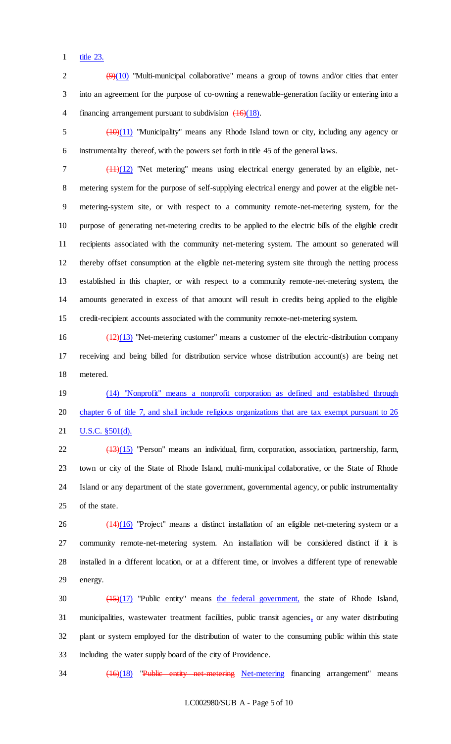title 23.

~~(9)~~(10) "Multi-municipal collaborative" means a group of towns and/or cities that enter into an agreement for the purpose of co-owning a renewable-generation facility or entering into a financing arrangement pursuant to subdivision ~~(16)~~(18).

~~(10)~~(11) "Municipality" means any Rhode Island town or city, including any agency or instrumentality thereof, with the powers set forth in title 45 of the general laws.

~~(11)~~(12) "Net metering" means using electrical energy generated by an eligible, net-metering system for the purpose of self-supplying electrical energy and power at the eligible net-metering-system site, or with respect to a community remote-net-metering system, for the purpose of generating net-metering credits to be applied to the electric bills of the eligible credit recipients associated with the community net-metering system. The amount so generated will thereby offset consumption at the eligible net-metering system site through the netting process established in this chapter, or with respect to a community remote-net-metering system, the amounts generated in excess of that amount will result in credits being applied to the eligible credit-recipient accounts associated with the community remote-net-metering system.

~~(12)~~(13) "Net-metering customer" means a customer of the electric-distribution company receiving and being billed for distribution service whose distribution account(s) are being net metered.

(14) "Nonprofit" means a nonprofit corporation as defined and established through chapter 6 of title 7, and shall include religious organizations that are tax exempt pursuant to 26 U.S.C. §501(d).

~~(13)~~(15) "Person" means an individual, firm, corporation, association, partnership, farm, town or city of the State of Rhode Island, multi-municipal collaborative, or the State of Rhode Island or any department of the state government, governmental agency, or public instrumentality of the state.

~~(14)~~(16) "Project" means a distinct installation of an eligible net-metering system or a community remote-net-metering system. An installation will be considered distinct if it is installed in a different location, or at a different time, or involves a different type of renewable energy.

~~(15)~~(17) "Public entity" means the federal government, the state of Rhode Island, municipalities, wastewater treatment facilities, public transit agencies, or any water distributing plant or system employed for the distribution of water to the consuming public within this state including the water supply board of the city of Providence.

~~(16)~~(18) "~~Public entity net-metering~~ Net-metering financing arrangement" means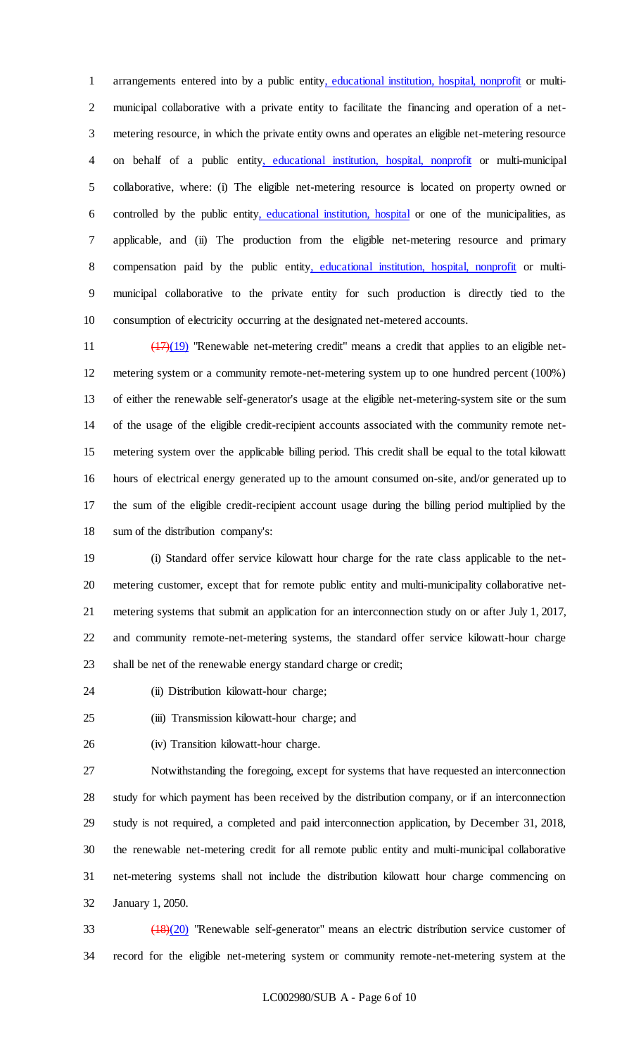arrangements entered into by a public entity, educational institution, hospital, nonprofit or multi-municipal collaborative with a private entity to facilitate the financing and operation of a net-metering resource, in which the private entity owns and operates an eligible net-metering resource on behalf of a public entity, educational institution, hospital, nonprofit or multi-municipal collaborative, where: (i) The eligible net-metering resource is located on property owned or controlled by the public entity, educational institution, hospital or one of the municipalities, as applicable, and (ii) The production from the eligible net-metering resource and primary compensation paid by the public entity, educational institution, hospital, nonprofit or multi-municipal collaborative to the private entity for such production is directly tied to the consumption of electricity occurring at the designated net-metered accounts.

~~(17)~~(19) "Renewable net-metering credit" means a credit that applies to an eligible net-metering system or a community remote-net-metering system up to one hundred percent (100%) of either the renewable self-generator's usage at the eligible net-metering-system site or the sum of the usage of the eligible credit-recipient accounts associated with the community remote net-metering system over the applicable billing period. This credit shall be equal to the total kilowatt hours of electrical energy generated up to the amount consumed on-site, and/or generated up to the sum of the eligible credit-recipient account usage during the billing period multiplied by the sum of the distribution company's:

(i) Standard offer service kilowatt hour charge for the rate class applicable to the net-metering customer, except that for remote public entity and multi-municipality collaborative net-metering systems that submit an application for an interconnection study on or after July 1, 2017, and community remote-net-metering systems, the standard offer service kilowatt-hour charge shall be net of the renewable energy standard charge or credit;

(ii) Distribution kilowatt-hour charge;

(iii) Transmission kilowatt-hour charge; and

(iv) Transition kilowatt-hour charge.

Notwithstanding the foregoing, except for systems that have requested an interconnection study for which payment has been received by the distribution company, or if an interconnection study is not required, a completed and paid interconnection application, by December 31, 2018, the renewable net-metering credit for all remote public entity and multi-municipal collaborative net-metering systems shall not include the distribution kilowatt hour charge commencing on January 1, 2050.

~~(18)~~(20) "Renewable self-generator" means an electric distribution service customer of record for the eligible net-metering system or community remote-net-metering system at the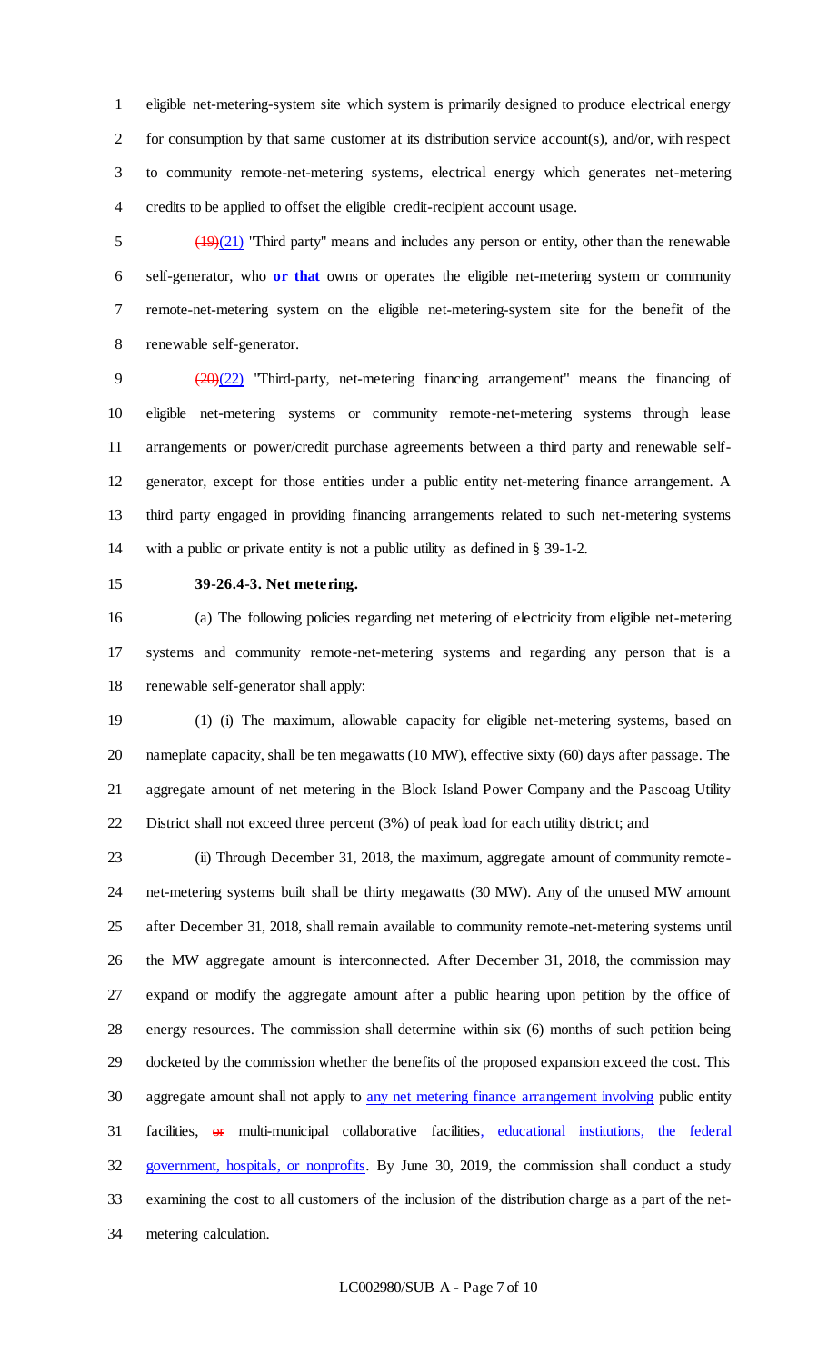eligible net-metering-system site which system is primarily designed to produce electrical energy for consumption by that same customer at its distribution service account(s), and/or, with respect to community remote-net-metering systems, electrical energy which generates net-metering credits to be applied to offset the eligible credit-recipient account usage.

~~(19)~~(21) "Third party" means and includes any person or entity, other than the renewable self-generator, who **or that** owns or operates the eligible net-metering system or community remote-net-metering system on the eligible net-metering-system site for the benefit of the renewable self-generator.

~~(20)~~(22) "Third-party, net-metering financing arrangement" means the financing of eligible net-metering systems or community remote-net-metering systems through lease arrangements or power/credit purchase agreements between a third party and renewable self-generator, except for those entities under a public entity net-metering finance arrangement. A third party engaged in providing financing arrangements related to such net-metering systems with a public or private entity is not a public utility as defined in § 39-1-2.

**39-26.4-3. Net metering.**

(a) The following policies regarding net metering of electricity from eligible net-metering systems and community remote-net-metering systems and regarding any person that is a renewable self-generator shall apply:

(1) (i) The maximum, allowable capacity for eligible net-metering systems, based on nameplate capacity, shall be ten megawatts (10 MW), effective sixty (60) days after passage. The aggregate amount of net metering in the Block Island Power Company and the Pascoag Utility District shall not exceed three percent (3%) of peak load for each utility district; and

(ii) Through December 31, 2018, the maximum, aggregate amount of community remote-net-metering systems built shall be thirty megawatts (30 MW). Any of the unused MW amount after December 31, 2018, shall remain available to community remote-net-metering systems until the MW aggregate amount is interconnected. After December 31, 2018, the commission may expand or modify the aggregate amount after a public hearing upon petition by the office of energy resources. The commission shall determine within six (6) months of such petition being docketed by the commission whether the benefits of the proposed expansion exceed the cost. This aggregate amount shall not apply to <u>any net metering finance arrangement involving</u> public entity facilities, ~~or~~ multi-municipal collaborative facilities<u>, educational institutions, the federal government, hospitals, or nonprofits</u>. By June 30, 2019, the commission shall conduct a study examining the cost to all customers of the inclusion of the distribution charge as a part of the net-metering calculation.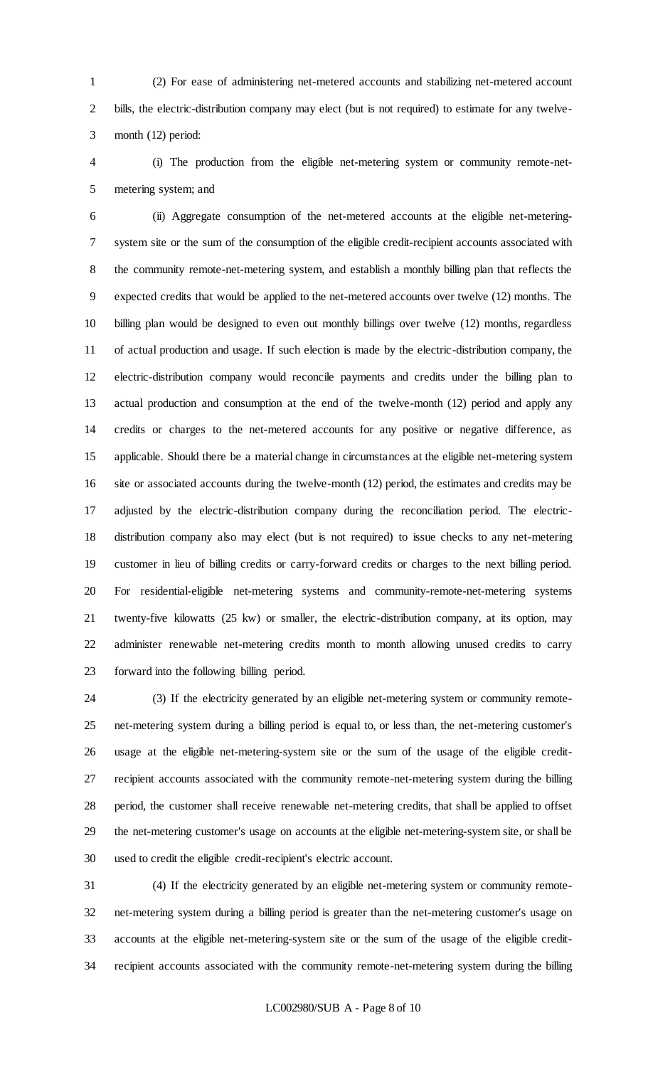(2) For ease of administering net-metered accounts and stabilizing net-metered account bills, the electric-distribution company may elect (but is not required) to estimate for any twelve-month (12) period:

(i) The production from the eligible net-metering system or community remote-net-metering system; and

(ii) Aggregate consumption of the net-metered accounts at the eligible net-metering-system site or the sum of the consumption of the eligible credit-recipient accounts associated with the community remote-net-metering system, and establish a monthly billing plan that reflects the expected credits that would be applied to the net-metered accounts over twelve (12) months. The billing plan would be designed to even out monthly billings over twelve (12) months, regardless of actual production and usage. If such election is made by the electric-distribution company, the electric-distribution company would reconcile payments and credits under the billing plan to actual production and consumption at the end of the twelve-month (12) period and apply any credits or charges to the net-metered accounts for any positive or negative difference, as applicable. Should there be a material change in circumstances at the eligible net-metering system site or associated accounts during the twelve-month (12) period, the estimates and credits may be adjusted by the electric-distribution company during the reconciliation period. The electric-distribution company also may elect (but is not required) to issue checks to any net-metering customer in lieu of billing credits or carry-forward credits or charges to the next billing period. For residential-eligible net-metering systems and community-remote-net-metering systems twenty-five kilowatts (25 kw) or smaller, the electric-distribution company, at its option, may administer renewable net-metering credits month to month allowing unused credits to carry forward into the following billing period.

(3) If the electricity generated by an eligible net-metering system or community remote-net-metering system during a billing period is equal to, or less than, the net-metering customer's usage at the eligible net-metering-system site or the sum of the usage of the eligible credit-recipient accounts associated with the community remote-net-metering system during the billing period, the customer shall receive renewable net-metering credits, that shall be applied to offset the net-metering customer's usage on accounts at the eligible net-metering-system site, or shall be used to credit the eligible credit-recipient's electric account.

(4) If the electricity generated by an eligible net-metering system or community remote-net-metering system during a billing period is greater than the net-metering customer's usage on accounts at the eligible net-metering-system site or the sum of the usage of the eligible credit-recipient accounts associated with the community remote-net-metering system during the billing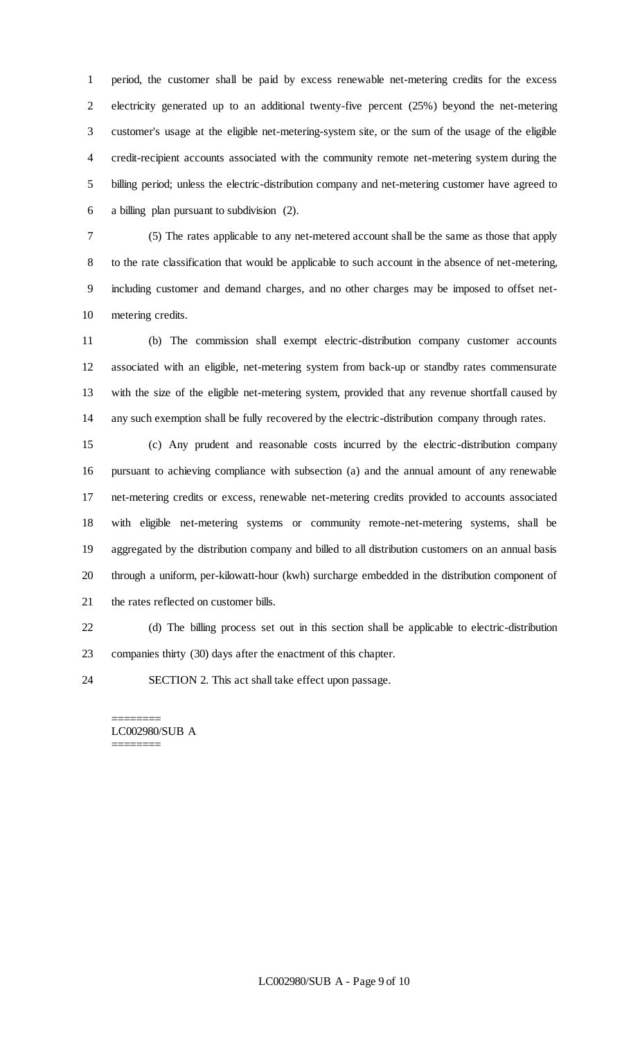period, the customer shall be paid by excess renewable net-metering credits for the excess electricity generated up to an additional twenty-five percent (25%) beyond the net-metering customer's usage at the eligible net-metering-system site, or the sum of the usage of the eligible credit-recipient accounts associated with the community remote net-metering system during the billing period; unless the electric-distribution company and net-metering customer have agreed to a billing plan pursuant to subdivision (2).

(5) The rates applicable to any net-metered account shall be the same as those that apply to the rate classification that would be applicable to such account in the absence of net-metering, including customer and demand charges, and no other charges may be imposed to offset net-metering credits.

(b) The commission shall exempt electric-distribution company customer accounts associated with an eligible, net-metering system from back-up or standby rates commensurate with the size of the eligible net-metering system, provided that any revenue shortfall caused by any such exemption shall be fully recovered by the electric-distribution company through rates.

(c) Any prudent and reasonable costs incurred by the electric-distribution company pursuant to achieving compliance with subsection (a) and the annual amount of any renewable net-metering credits or excess, renewable net-metering credits provided to accounts associated with eligible net-metering systems or community remote-net-metering systems, shall be aggregated by the distribution company and billed to all distribution customers on an annual basis through a uniform, per-kilowatt-hour (kwh) surcharge embedded in the distribution component of the rates reflected on customer bills.

(d) The billing process set out in this section shall be applicable to electric-distribution companies thirty (30) days after the enactment of this chapter.

SECTION 2. This act shall take effect upon passage.

========
LC002980/SUB A
========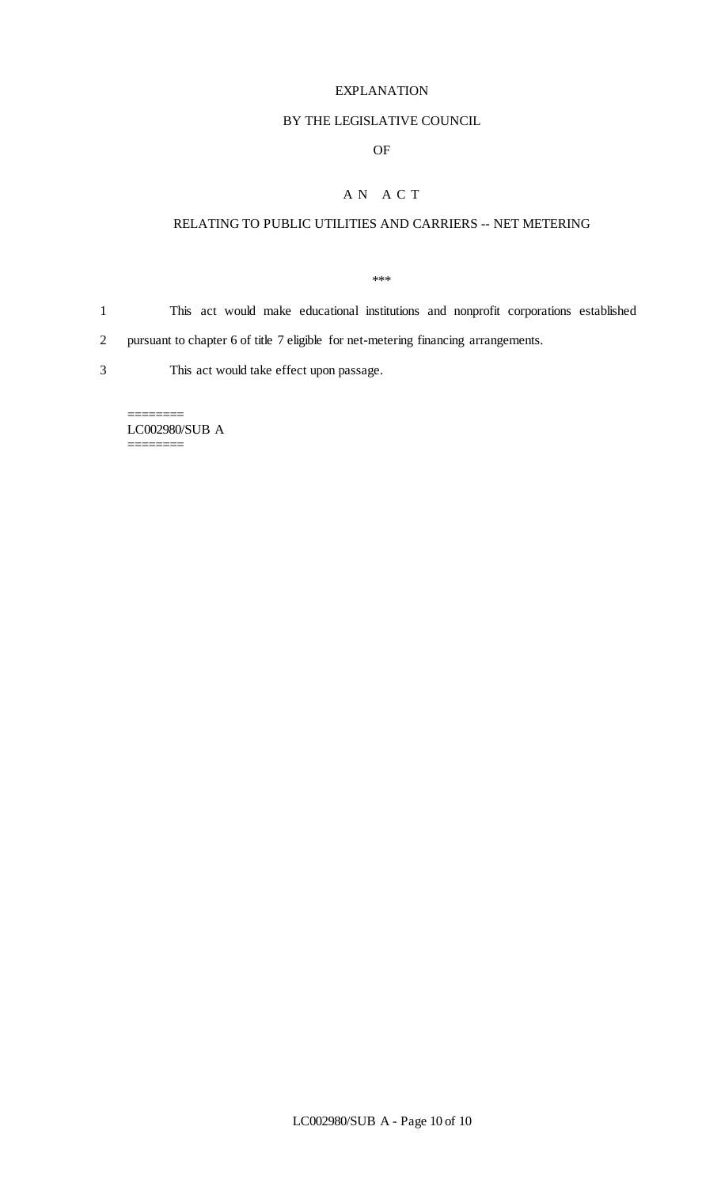EXPLANATION

BY THE LEGISLATIVE COUNCIL

OF

# A N A C T

## RELATING TO PUBLIC UTILITIES AND CARRIERS -- NET METERING

***

1 This act would make educational institutions and nonprofit corporations established

2 pursuant to chapter 6 of title 7 eligible for net-metering financing arrangements.

3 This act would take effect upon passage.

========
LC002980/SUB A
========